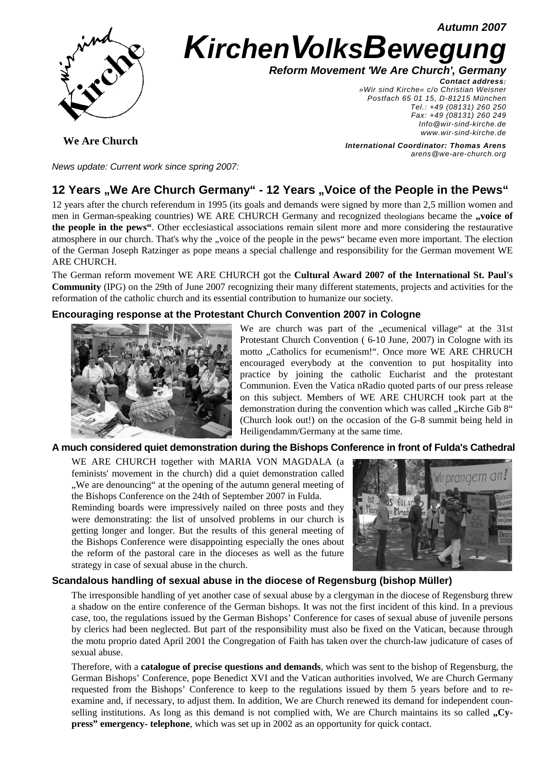Autumn 2007

# KirchenVolksBewegung

***Reform Movement 'We Are Church', Germany***

***Contact address:***
*»Wir sind Kirche« c/o Christian Weisner*
*Postfach 65 01 15, D-81215 München*
*Tel.: +49 (08131) 260 250*
*Fax: +49 (08131) 260 249*
*Info@wir-sind-kirche.de*
*www.wir-sind-kirche.de*

**We Are Church**

***International Coordinator: Thomas Arens***
*arens@we-are-church.org*

*News update: Current work since spring 2007:*

## 12 Years „We Are Church Germany" - 12 Years „Voice of the People in the Pews"

12 years after the church referendum in 1995 (its goals and demands were signed by more than 2,5 million women and men in German-speaking countries) WE ARE CHURCH Germany and recognized theologians became the **„voice of the people in the pews"**. Other ecclesiastical associations remain silent more and more considering the restaurative atmosphere in our church. That's why the „voice of the people in the pews" became even more important. The election of the German Joseph Ratzinger as pope means a special challenge and responsibility for the German movement WE ARE CHURCH.

The German reform movement WE ARE CHURCH got the **Cultural Award 2007 of the International St. Paul's Community** (IPG) on the 29th of June 2007 recognizing their many different statements, projects and activities for the reformation of the catholic church and its essential contribution to humanize our society.

### Encouraging response at the Protestant Church Convention 2007 in Cologne

We are church was part of the „ecumenical village" at the 31st Protestant Church Convention ( 6-10 June, 2007) in Cologne with its motto „Catholics for ecumenism!". Once more WE ARE CHRUCH encouraged everybody at the convention to put hospitality into practice by joining the catholic Eucharist and the protestant Communion. Even the Vatica nRadio quoted parts of our press release on this subject. Members of WE ARE CHURCH took part at the demonstration during the convention which was called „Kirche Gib 8" (Church look out!) on the occasion of the G-8 summit being held in Heiligendamm/Germany at the same time.

### A much considered quiet demonstration during the Bishops Conference in front of Fulda's Cathedral

WE ARE CHURCH together with MARIA VON MAGDALA (a feminists' movement in the church) did a quiet demonstration called „We are denouncing" at the opening of the autumn general meeting of the Bishops Conference on the 24th of September 2007 in Fulda.

Reminding boards were impressively nailed on three posts and they were demonstrating: the list of unsolved problems in our church is getting longer and longer. But the results of this general meeting of the Bishops Conference were disappointing especially the ones about the reform of the pastoral care in the dioceses as well as the future strategy in case of sexual abuse in the church.

### Scandalous handling of sexual abuse in the diocese of Regensburg (bishop Müller)

The irresponsible handling of yet another case of sexual abuse by a clergyman in the diocese of Regensburg threw a shadow on the entire conference of the German bishops. It was not the first incident of this kind. In a previous case, too, the regulations issued by the German Bishops' Conference for cases of sexual abuse of juvenile persons by clerics had been neglected. But part of the responsibility must also be fixed on the Vatican, because through the motu proprio dated April 2001 the Congregation of Faith has taken over the church-law judicature of cases of sexual abuse.

Therefore, with a **catalogue of precise questions and demands**, which was sent to the bishop of Regensburg, the German Bishops' Conference, pope Benedict XVI and the Vatican authorities involved, We are Church Germany requested from the Bishops' Conference to keep to the regulations issued by them 5 years before and to re-examine and, if necessary, to adjust them. In addition, We are Church renewed its demand for independent counselling institutions. As long as this demand is not complied with, We are Church maintains its so called **„Cypress" emergency- telephone**, which was set up in 2002 as an opportunity for quick contact.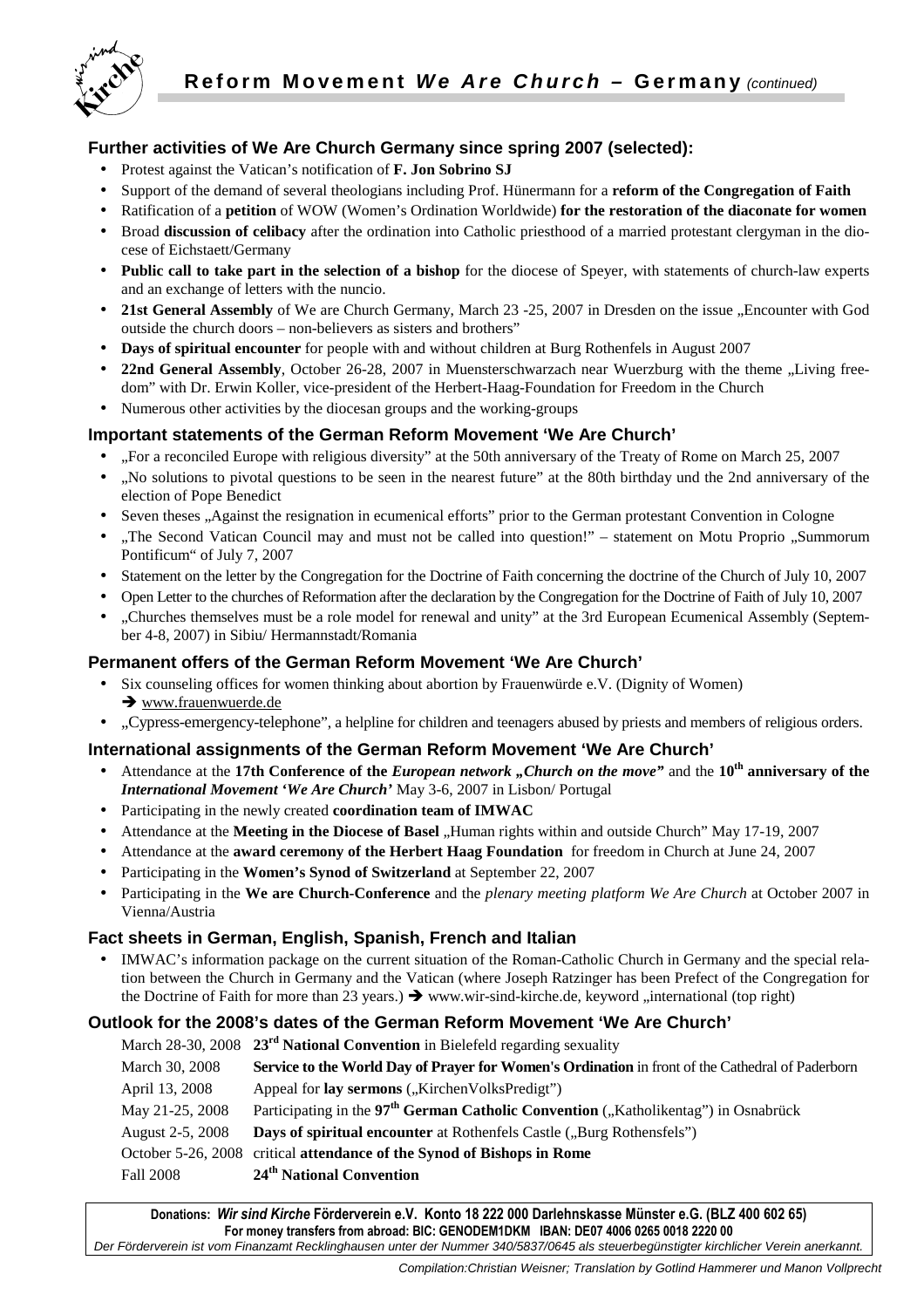# Reform Movement *We Are Church* – Germany *(continued)*

## Further activities of We Are Church Germany since spring 2007 (selected):

- Protest against the Vatican's notification of **F. Jon Sobrino SJ**
- Support of the demand of several theologians including Prof. Hünermann for a **reform of the Congregation of Faith**
- Ratification of a **petition** of WOW (Women's Ordination Worldwide) **for the restoration of the diaconate for women**
- Broad **discussion of celibacy** after the ordination into Catholic priesthood of a married protestant clergyman in the diocese of Eichstaett/Germany
- **Public call to take part in the selection of a bishop** for the diocese of Speyer, with statements of church-law experts and an exchange of letters with the nuncio.
- **21st General Assembly** of We are Church Germany, March 23 -25, 2007 in Dresden on the issue „Encounter with God outside the church doors – non-believers as sisters and brothers"
- **Days of spiritual encounter** for people with and without children at Burg Rothenfels in August 2007
- **22nd General Assembly**, October 26-28, 2007 in Muensterschwarzach near Wuerzburg with the theme „Living freedom" with Dr. Erwin Koller, vice-president of the Herbert-Haag-Foundation for Freedom in the Church
- Numerous other activities by the diocesan groups and the working-groups

## Important statements of the German Reform Movement 'We Are Church'

- „For a reconciled Europe with religious diversity" at the 50th anniversary of the Treaty of Rome on March 25, 2007
- „No solutions to pivotal questions to be seen in the nearest future" at the 80th birthday und the 2nd anniversary of the election of Pope Benedict
- Seven theses „Against the resignation in ecumenical efforts" prior to the German protestant Convention in Cologne
- „The Second Vatican Council may and must not be called into question!" – statement on Motu Proprio „Summorum Pontificum" of July 7, 2007
- Statement on the letter by the Congregation for the Doctrine of Faith concerning the doctrine of the Church of July 10, 2007
- Open Letter to the churches of Reformation after the declaration by the Congregation for the Doctrine of Faith of July 10, 2007
- „Churches themselves must be a role model for renewal and unity" at the 3rd European Ecumenical Assembly (September 4-8, 2007) in Sibiu/ Hermannstadt/Romania

## Permanent offers of the German Reform Movement 'We Are Church'

- Six counseling offices for women thinking about abortion by Frauenwürde e.V. (Dignity of Women) ➔ www.frauenwuerde.de
- „Cypress-emergency-telephone", a helpline for children and teenagers abused by priests and members of religious orders.

## International assignments of the German Reform Movement 'We Are Church'

- Attendance at the **17th Conference of the *European network „Church on the move"*** and the **10th anniversary of the *International Movement 'We Are Church'*** May 3-6, 2007 in Lisbon/ Portugal
- Participating in the newly created **coordination team of IMWAC**
- Attendance at the **Meeting in the Diocese of Basel** „Human rights within and outside Church" May 17-19, 2007
- Attendance at the **award ceremony of the Herbert Haag Foundation** for freedom in Church at June 24, 2007
- Participating in the **Women's Synod of Switzerland** at September 22, 2007
- Participating in the **We are Church-Conference** and the *plenary meeting platform We Are Church* at October 2007 in Vienna/Austria

## Fact sheets in German, English, Spanish, French and Italian

- IMWAC's information package on the current situation of the Roman-Catholic Church in Germany and the special relation between the Church in Germany and the Vatican (where Joseph Ratzinger has been Prefect of the Congregation for the Doctrine of Faith for more than 23 years.) ➔ www.wir-sind-kirche.de, keyword „international (top right)

## Outlook for the 2008's dates of the German Reform Movement 'We Are Church'

| | |
|---|---|
| March 28-30, 2008 | **23rd National Convention** in Bielefeld regarding sexuality |
| March 30, 2008 | **Service to the World Day of Prayer for Women's Ordination** in front of the Cathedral of Paderborn |
| April 13, 2008 | Appeal for **lay sermons** („KirchenVolksPredigt") |
| May 21-25, 2008 | Participating in the **97th German Catholic Convention** („Katholikentag") in Osnabrück |
| August 2-5, 2008 | **Days of spiritual encounter** at Rothenfels Castle („Burg Rothensfels") |
| October 5-26, 2008 | critical **attendance of the Synod of Bishops in Rome** |
| Fall 2008 | **24th National Convention** |

**Donations: *Wir sind Kirche* Förderverein e.V. Konto 18 222 000 Darlehnskasse Münster e.G. (BLZ 400 602 65)**
**For money transfers from abroad: BIC: GENODEM1DKM IBAN: DE07 4006 0265 0018 2220 00**
*Der Förderverein ist vom Finanzamt Recklinghausen unter der Nummer 340/5837/0645 als steuerbegünstigter kirchlicher Verein anerkannt.*

*Compilation:Christian Weisner; Translation by Gotlind Hammerer und Manon Vollprecht*